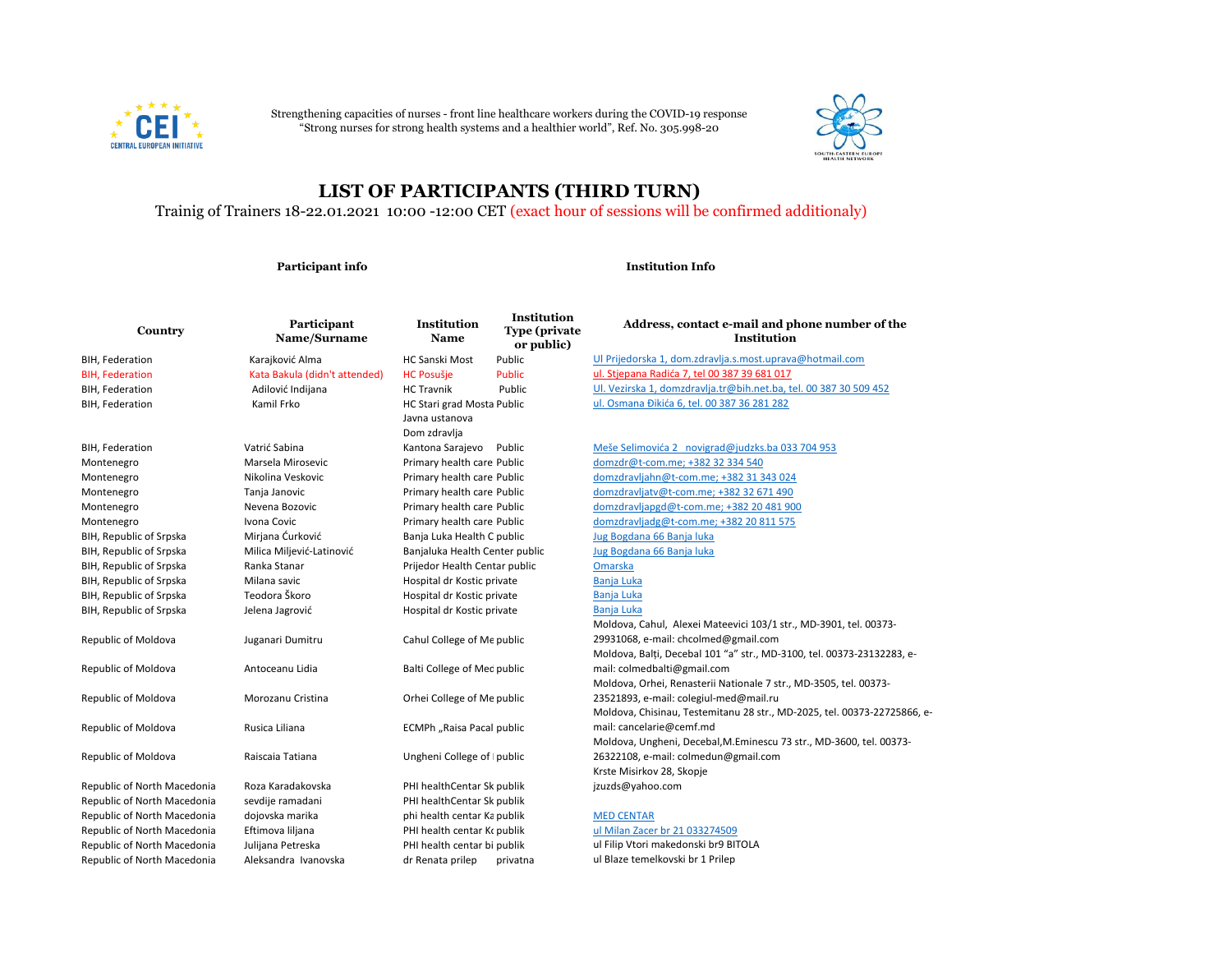Strengthening capacities of nurses - front line healthcare workers during the COVID-19 response
"Strong nurses for strong health systems and a healthier world", Ref. No. 305.998-20

# LIST OF PARTICIPANTS (THIRD TURN)

Trainig of Trainers 18-22.01.2021 10:00 -12:00 CET (exact hour of sessions will be confirmed additionaly)

| Participant info | | Institution Info | | |
|---|---|---|---|---|
| **Country** | **Participant Name/Surname** | **Institution Name** | **Institution Type (private or public)** | **Address, contact e-mail and phone number of the Institution** |
| BIH, Federation | Karajković Alma | HC Sanski Most | Public | Ul Prijedorska 1, dom.zdravlja.s.most.uprava@hotmail.com |
| BIH, Federation | Kata Bakula (didn't attended) | HC Posušje | Public | ul. Stjepana Radića 7, tel 00 387 39 681 017 |
| BIH, Federation | Adilović Indijana | HC Travnik | Public | Ul. Vezirska 1, domzdravlja.tr@bih.net.ba, tel. 00 387 30 509 452 |
| BIH, Federation | Kamil Frko | HC Stari grad Mosta | Public | ul. Osmana Đikića 6, tel. 00 387 36 281 282 |
| BIH, Federation | Vatrić Sabina | Javna ustanova Dom zdravlja Kantona Sarajevo | Public | Meše Selimovića 2 novigrad@judzks.ba 033 704 953 |
| Montenegro | Marsela Mirosevic | Primary health care | Public | domzdr@t-com.me; +382 32 334 540 |
| Montenegro | Nikolina Veskovic | Primary health care | Public | domzdravljahn@t-com.me; +382 31 343 024 |
| Montenegro | Tanja Janovic | Primary health care | Public | domzdravljatv@t-com.me; +382 32 671 490 |
| Montenegro | Nevena Bozovic | Primary health care | Public | domzdravljapgd@t-com.me; +382 20 481 900 |
| Montenegro | Ivona Covic | Primary health care | Public | domzdravljadg@t-com.me; +382 20 811 575 |
| BIH, Republic of Srpska | Mirjana Ćurković | Banja Luka Health C | public | Jug Bogdana 66 Banja luka |
| BIH, Republic of Srpska | Milica Miljević-Latinović | Banjaluka Health Center | public | Jug Bogdana 66 Banja luka |
| BIH, Republic of Srpska | Ranka Stanar | Prijedor Health Centar | public | Omarska |
| BIH, Republic of Srpska | Milana savic | Hospital dr Kostic | private | Banja Luka |
| BIH, Republic of Srpska | Teodora Škoro | Hospital dr Kostic | private | Banja Luka |
| BIH, Republic of Srpska | Jelena Jagrović | Hospital dr Kostic | private | Banja Luka |
| Republic of Moldova | Juganari Dumitru | Cahul College of Me | public | Moldova, Cahul, Alexei Mateevici 103/1 str., MD-3901, tel. 00373-29931068, e-mail: chcolmed@gmail.com |
| Republic of Moldova | Antoceanu Lidia | Balti College of Mec | public | Moldova, Balți, Decebal 101 "a" str., MD-3100, tel. 00373-23132283, e-mail: colmedbalti@gmail.com |
| Republic of Moldova | Morozanu Cristina | Orhei College of Me | public | Moldova, Orhei, Renasterii Nationale 7 str., MD-3505, tel. 00373-23521893, e-mail: colegiul-med@mail.ru |
| Republic of Moldova | Rusica Liliana | ECMPh „Raisa Pacal | public | Moldova, Chisinau, Testemitanu 28 str., MD-2025, tel. 00373-22725866, e-mail: cancelarie@cemf.md |
| Republic of Moldova | Raiscaia Tatiana | Ungheni College of | public | Moldova, Ungheni, Decebal,M.Eminescu 73 str., MD-3600, tel. 00373-26322108, e-mail: colmedun@gmail.com |
| Republic of North Macedonia | Roza Karadakovska | PHI healthCentar Sk | publik | Krste Misirkov 28, Skopje jzuzds@yahoo.com |
| Republic of North Macedonia | sevdije ramadani | PHI healthCentar Sk | publik | |
| Republic of North Macedonia | dojovska marika | phi health centar Ka | publik | MED CENTAR |
| Republic of North Macedonia | Eftimova liljana | PHI health centar Kc | publik | ul Milan Zacer br 21 033274509 |
| Republic of North Macedonia | Julijana Petreska | PHI health centar bi | publik | ul Filip Vtori makedonski br9 BITOLA |
| Republic of North Macedonia | Aleksandra Ivanovska | dr Renata prilep | privatna | ul Blaze temelkovski br 1 Prilep |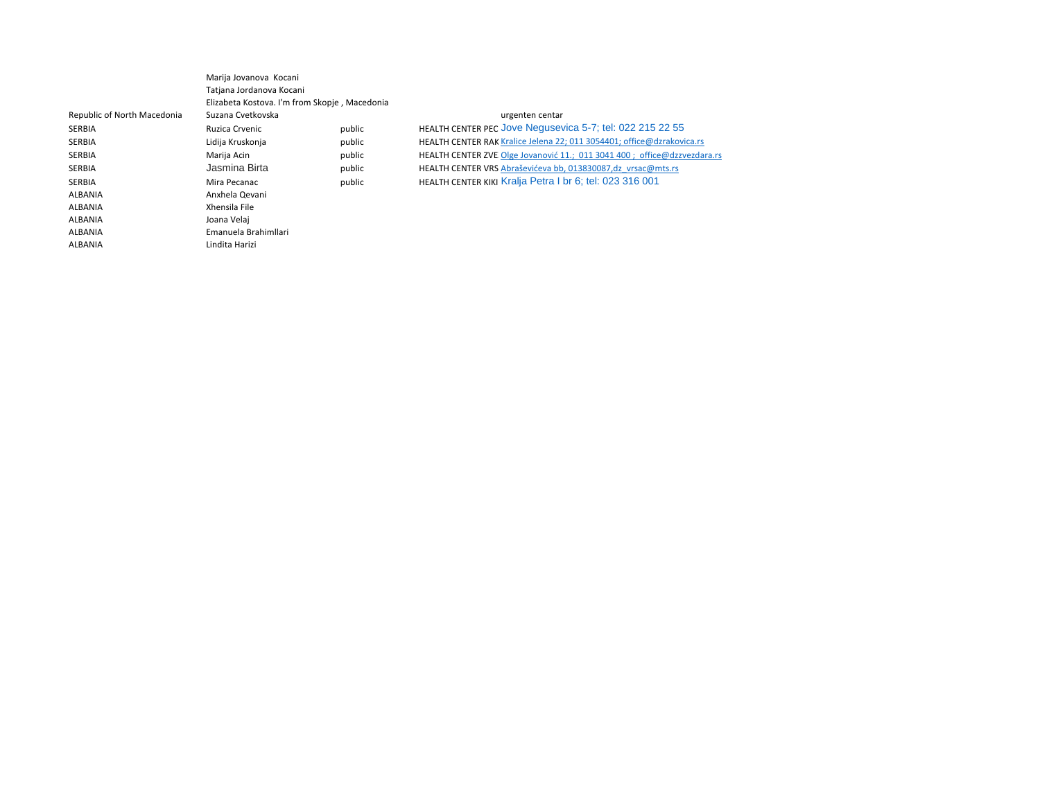| | | | | |
|---|---|---|---|---|
| | Marija Jovanova Kocani | | | |
| | Tatjana Jordanova Kocani | | | |
| | Elizabeta Kostova. I'm from Skopje , Macedonia | | | |
| Republic of North Macedonia | Suzana Cvetkovska | | | urgenten centar |
| SERBIA | Ruzica Crvenic | public | HEALTH CENTER PEC | Jove Negusevica 5-7; tel: 022 215 22 55 |
| SERBIA | Lidija Kruskonja | public | HEALTH CENTER RAK | Kralice Jelena 22; 011 3054401; office@dzrakovica.rs |
| SERBIA | Marija Acin | public | HEALTH CENTER ZVE | Olge Jovanović 11.; 011 3041 400 ; office@dzzvezdara.rs |
| SERBIA | Jasmina Birta | public | HEALTH CENTER VRS | Abraševićeva bb, 013830087,dz_vrsac@mts.rs |
| SERBIA | Mira Pecanac | public | HEALTH CENTER KIKI | Kralja Petra I br 6; tel: 023 316 001 |
| ALBANIA | Anxhela Qevani | | | |
| ALBANIA | Xhensila File | | | |
| ALBANIA | Joana Velaj | | | |
| ALBANIA | Emanuela Brahimllari | | | |
| ALBANIA | Lindita Harizi | | | |